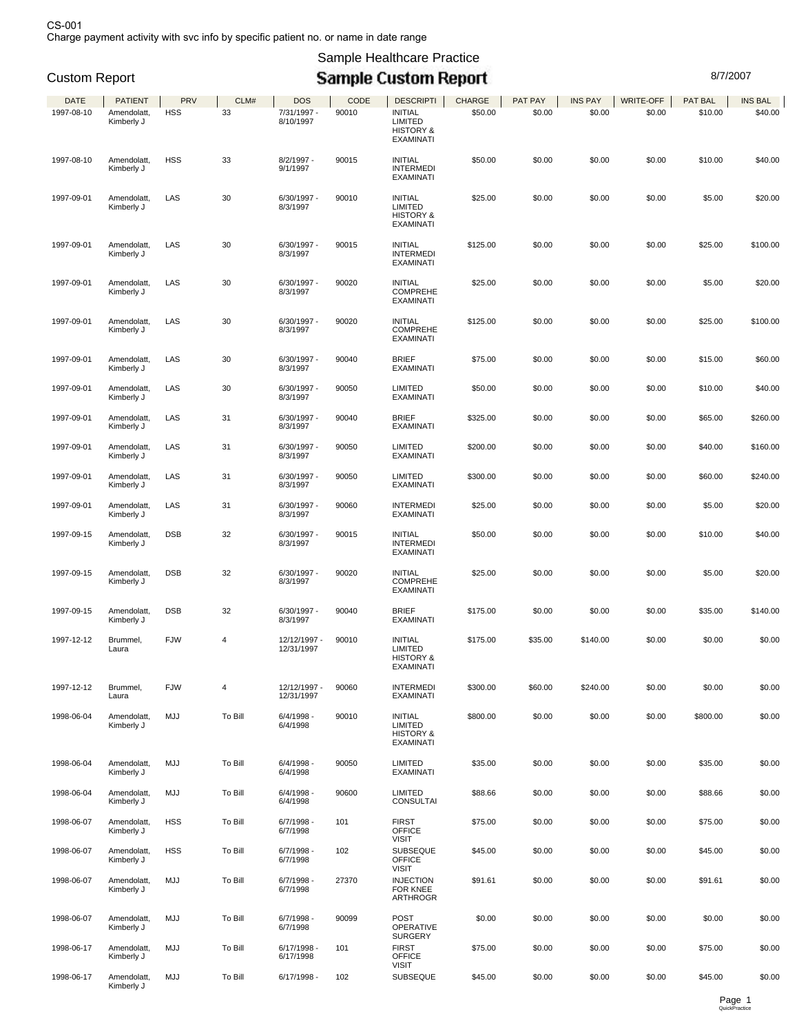CS-001
Charge payment activity with svc info by specific patient no. or name in date range

Sample Healthcare Practice

# Custom Report

## Sample Custom Report

8/7/2007

| DATE | PATIENT | PRV | CLM# | DOS | CODE | DESCRIPTI | CHARGE | PAT PAY | INS PAY | WRITE-OFF | PAT BAL | INS BAL |
|---|---|---|---|---|---|---|---|---|---|---|---|---|
| 1997-08-10 | Amendolatt, Kimberly J | HSS | 33 | 7/31/1997 - 8/10/1997 | 90010 | INITIAL LIMITED HISTORY & EXAMINATI | $50.00 | $0.00 | $0.00 | $0.00 | $10.00 | $40.00 |
| 1997-08-10 | Amendolatt, Kimberly J | HSS | 33 | 8/2/1997 - 9/1/1997 | 90015 | INITIAL INTERMEDI EXAMINATI | $50.00 | $0.00 | $0.00 | $0.00 | $10.00 | $40.00 |
| 1997-09-01 | Amendolatt, Kimberly J | LAS | 30 | 6/30/1997 - 8/3/1997 | 90010 | INITIAL LIMITED HISTORY & EXAMINATI | $25.00 | $0.00 | $0.00 | $0.00 | $5.00 | $20.00 |
| 1997-09-01 | Amendolatt, Kimberly J | LAS | 30 | 6/30/1997 - 8/3/1997 | 90015 | INITIAL INTERMEDI EXAMINATI | $125.00 | $0.00 | $0.00 | $0.00 | $25.00 | $100.00 |
| 1997-09-01 | Amendolatt, Kimberly J | LAS | 30 | 6/30/1997 - 8/3/1997 | 90020 | INITIAL COMPREHE EXAMINATI | $25.00 | $0.00 | $0.00 | $0.00 | $5.00 | $20.00 |
| 1997-09-01 | Amendolatt, Kimberly J | LAS | 30 | 6/30/1997 - 8/3/1997 | 90020 | INITIAL COMPREHE EXAMINATI | $125.00 | $0.00 | $0.00 | $0.00 | $25.00 | $100.00 |
| 1997-09-01 | Amendolatt, Kimberly J | LAS | 30 | 6/30/1997 - 8/3/1997 | 90040 | BRIEF EXAMINATI | $75.00 | $0.00 | $0.00 | $0.00 | $15.00 | $60.00 |
| 1997-09-01 | Amendolatt, Kimberly J | LAS | 30 | 6/30/1997 - 8/3/1997 | 90050 | LIMITED EXAMINATI | $50.00 | $0.00 | $0.00 | $0.00 | $10.00 | $40.00 |
| 1997-09-01 | Amendolatt, Kimberly J | LAS | 31 | 6/30/1997 - 8/3/1997 | 90040 | BRIEF EXAMINATI | $325.00 | $0.00 | $0.00 | $0.00 | $65.00 | $260.00 |
| 1997-09-01 | Amendolatt, Kimberly J | LAS | 31 | 6/30/1997 - 8/3/1997 | 90050 | LIMITED EXAMINATI | $200.00 | $0.00 | $0.00 | $0.00 | $40.00 | $160.00 |
| 1997-09-01 | Amendolatt, Kimberly J | LAS | 31 | 6/30/1997 - 8/3/1997 | 90050 | LIMITED EXAMINATI | $300.00 | $0.00 | $0.00 | $0.00 | $60.00 | $240.00 |
| 1997-09-01 | Amendolatt, Kimberly J | LAS | 31 | 6/30/1997 - 8/3/1997 | 90060 | INTERMEDI EXAMINATI | $25.00 | $0.00 | $0.00 | $0.00 | $5.00 | $20.00 |
| 1997-09-15 | Amendolatt, Kimberly J | DSB | 32 | 6/30/1997 - 8/3/1997 | 90015 | INITIAL INTERMEDI EXAMINATI | $50.00 | $0.00 | $0.00 | $0.00 | $10.00 | $40.00 |
| 1997-09-15 | Amendolatt, Kimberly J | DSB | 32 | 6/30/1997 - 8/3/1997 | 90020 | INITIAL COMPREHE EXAMINATI | $25.00 | $0.00 | $0.00 | $0.00 | $5.00 | $20.00 |
| 1997-09-15 | Amendolatt, Kimberly J | DSB | 32 | 6/30/1997 - 8/3/1997 | 90040 | BRIEF EXAMINATI | $175.00 | $0.00 | $0.00 | $0.00 | $35.00 | $140.00 |
| 1997-12-12 | Brummel, Laura | FJW | 4 | 12/12/1997 - 12/31/1997 | 90010 | INITIAL LIMITED HISTORY & EXAMINATI | $175.00 | $35.00 | $140.00 | $0.00 | $0.00 | $0.00 |
| 1997-12-12 | Brummel, Laura | FJW | 4 | 12/12/1997 - 12/31/1997 | 90060 | INTERMEDI EXAMINATI | $300.00 | $60.00 | $240.00 | $0.00 | $0.00 | $0.00 |
| 1998-06-04 | Amendolatt, Kimberly J | MJJ | To Bill | 6/4/1998 - 6/4/1998 | 90010 | INITIAL LIMITED HISTORY & EXAMINATI | $800.00 | $0.00 | $0.00 | $0.00 | $800.00 | $0.00 |
| 1998-06-04 | Amendolatt, Kimberly J | MJJ | To Bill | 6/4/1998 - 6/4/1998 | 90050 | LIMITED EXAMINATI | $35.00 | $0.00 | $0.00 | $0.00 | $35.00 | $0.00 |
| 1998-06-04 | Amendolatt, Kimberly J | MJJ | To Bill | 6/4/1998 - 6/4/1998 | 90600 | LIMITED CONSULTAI | $88.66 | $0.00 | $0.00 | $0.00 | $88.66 | $0.00 |
| 1998-06-07 | Amendolatt, Kimberly J | HSS | To Bill | 6/7/1998 - 6/7/1998 | 101 | FIRST OFFICE VISIT | $75.00 | $0.00 | $0.00 | $0.00 | $75.00 | $0.00 |
| 1998-06-07 | Amendolatt, Kimberly J | HSS | To Bill | 6/7/1998 - 6/7/1998 | 102 | SUBSEQUE OFFICE VISIT | $45.00 | $0.00 | $0.00 | $0.00 | $45.00 | $0.00 |
| 1998-06-07 | Amendolatt, Kimberly J | MJJ | To Bill | 6/7/1998 - 6/7/1998 | 27370 | INJECTION FOR KNEE ARTHROGR | $91.61 | $0.00 | $0.00 | $0.00 | $91.61 | $0.00 |
| 1998-06-07 | Amendolatt, Kimberly J | MJJ | To Bill | 6/7/1998 - 6/7/1998 | 90099 | POST OPERATIVE SURGERY | $0.00 | $0.00 | $0.00 | $0.00 | $0.00 | $0.00 |
| 1998-06-17 | Amendolatt, Kimberly J | MJJ | To Bill | 6/17/1998 - 6/17/1998 | 101 | FIRST OFFICE VISIT | $75.00 | $0.00 | $0.00 | $0.00 | $75.00 | $0.00 |
| 1998-06-17 | Amendolatt, Kimberly J | MJJ | To Bill | 6/17/1998 - | 102 | SUBSEQUE | $45.00 | $0.00 | $0.00 | $0.00 | $45.00 | $0.00 |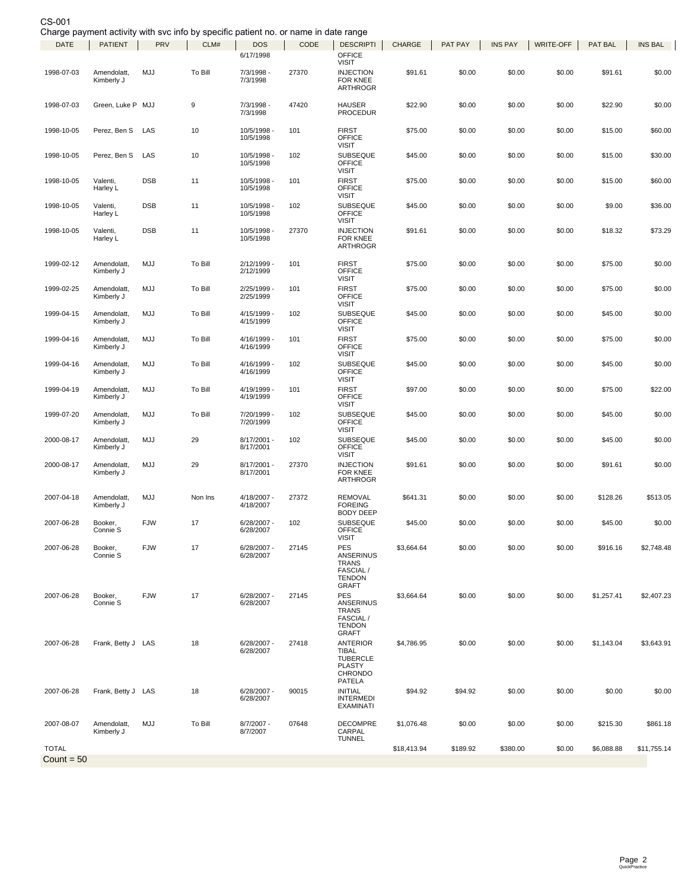CS-001
Charge payment activity with svc info by specific patient no. or name in date range

| DATE | PATIENT | PRV | CLM# | DOS | CODE | DESCRIPTI | CHARGE | PAT PAY | INS PAY | WRITE-OFF | PAT BAL | INS BAL |
|---|---|---|---|---|---|---|---|---|---|---|---|---|
| | | | | 6/17/1998 | | OFFICE VISIT | | | | | | |
| 1998-07-03 | Amendolatt, Kimberly J | MJJ | To Bill | 7/3/1998 - 7/3/1998 | 27370 | INJECTION FOR KNEE ARTHROGR | $91.61 | $0.00 | $0.00 | $0.00 | $91.61 | $0.00 |
| 1998-07-03 | Green, Luke P | MJJ | 9 | 7/3/1998 - 7/3/1998 | 47420 | HAUSER PROCEDUR | $22.90 | $0.00 | $0.00 | $0.00 | $22.90 | $0.00 |
| 1998-10-05 | Perez, Ben S | LAS | 10 | 10/5/1998 - 10/5/1998 | 101 | FIRST OFFICE VISIT | $75.00 | $0.00 | $0.00 | $0.00 | $15.00 | $60.00 |
| 1998-10-05 | Perez, Ben S | LAS | 10 | 10/5/1998 - 10/5/1998 | 102 | SUBSEQUE OFFICE VISIT | $45.00 | $0.00 | $0.00 | $0.00 | $15.00 | $30.00 |
| 1998-10-05 | Valenti, Harley L | DSB | 11 | 10/5/1998 - 10/5/1998 | 101 | FIRST OFFICE VISIT | $75.00 | $0.00 | $0.00 | $0.00 | $15.00 | $60.00 |
| 1998-10-05 | Valenti, Harley L | DSB | 11 | 10/5/1998 - 10/5/1998 | 102 | SUBSEQUE OFFICE VISIT | $45.00 | $0.00 | $0.00 | $0.00 | $9.00 | $36.00 |
| 1998-10-05 | Valenti, Harley L | DSB | 11 | 10/5/1998 - 10/5/1998 | 27370 | INJECTION FOR KNEE ARTHROGR | $91.61 | $0.00 | $0.00 | $0.00 | $18.32 | $73.29 |
| 1999-02-12 | Amendolatt, Kimberly J | MJJ | To Bill | 2/12/1999 - 2/12/1999 | 101 | FIRST OFFICE VISIT | $75.00 | $0.00 | $0.00 | $0.00 | $75.00 | $0.00 |
| 1999-02-25 | Amendolatt, Kimberly J | MJJ | To Bill | 2/25/1999 - 2/25/1999 | 101 | FIRST OFFICE VISIT | $75.00 | $0.00 | $0.00 | $0.00 | $75.00 | $0.00 |
| 1999-04-15 | Amendolatt, Kimberly J | MJJ | To Bill | 4/15/1999 - 4/15/1999 | 102 | SUBSEQUE OFFICE VISIT | $45.00 | $0.00 | $0.00 | $0.00 | $45.00 | $0.00 |
| 1999-04-16 | Amendolatt, Kimberly J | MJJ | To Bill | 4/16/1999 - 4/16/1999 | 101 | FIRST OFFICE VISIT | $75.00 | $0.00 | $0.00 | $0.00 | $75.00 | $0.00 |
| 1999-04-16 | Amendolatt, Kimberly J | MJJ | To Bill | 4/16/1999 - 4/16/1999 | 102 | SUBSEQUE OFFICE VISIT | $45.00 | $0.00 | $0.00 | $0.00 | $45.00 | $0.00 |
| 1999-04-19 | Amendolatt, Kimberly J | MJJ | To Bill | 4/19/1999 - 4/19/1999 | 101 | FIRST OFFICE VISIT | $97.00 | $0.00 | $0.00 | $0.00 | $75.00 | $22.00 |
| 1999-07-20 | Amendolatt, Kimberly J | MJJ | To Bill | 7/20/1999 - 7/20/1999 | 102 | SUBSEQUE OFFICE VISIT | $45.00 | $0.00 | $0.00 | $0.00 | $45.00 | $0.00 |
| 2000-08-17 | Amendolatt, Kimberly J | MJJ | 29 | 8/17/2001 - 8/17/2001 | 102 | SUBSEQUE OFFICE VISIT | $45.00 | $0.00 | $0.00 | $0.00 | $45.00 | $0.00 |
| 2000-08-17 | Amendolatt, Kimberly J | MJJ | 29 | 8/17/2001 - 8/17/2001 | 27370 | INJECTION FOR KNEE ARTHROGR | $91.61 | $0.00 | $0.00 | $0.00 | $91.61 | $0.00 |
| 2007-04-18 | Amendolatt, Kimberly J | MJJ | Non Ins | 4/18/2007 - 4/18/2007 | 27372 | REMOVAL FOREING BODY DEEP | $641.31 | $0.00 | $0.00 | $0.00 | $128.26 | $513.05 |
| 2007-06-28 | Booker, Connie S | FJW | 17 | 6/28/2007 - 6/28/2007 | 102 | SUBSEQUE OFFICE VISIT | $45.00 | $0.00 | $0.00 | $0.00 | $45.00 | $0.00 |
| 2007-06-28 | Booker, Connie S | FJW | 17 | 6/28/2007 - 6/28/2007 | 27145 | PES ANSERINUS TRANS FASCIAL / TENDON GRAFT | $3,664.64 | $0.00 | $0.00 | $0.00 | $916.16 | $2,748.48 |
| 2007-06-28 | Booker, Connie S | FJW | 17 | 6/28/2007 - 6/28/2007 | 27145 | PES ANSERINUS TRANS FASCIAL / TENDON GRAFT | $3,664.64 | $0.00 | $0.00 | $0.00 | $1,257.41 | $2,407.23 |
| 2007-06-28 | Frank, Betty J | LAS | 18 | 6/28/2007 - 6/28/2007 | 27418 | ANTERIOR TIBAL TUBERCLE PLASTY CHRONDO PATELA | $4,786.95 | $0.00 | $0.00 | $0.00 | $1,143.04 | $3,643.91 |
| 2007-06-28 | Frank, Betty J | LAS | 18 | 6/28/2007 - 6/28/2007 | 90015 | INITIAL INTERMEDI EXAMINATI | $94.92 | $94.92 | $0.00 | $0.00 | $0.00 | $0.00 |
| 2007-08-07 | Amendolatt, Kimberly J | MJJ | To Bill | 8/7/2007 - 8/7/2007 | 07648 | DECOMPRE CARPAL TUNNEL | $1,076.48 | $0.00 | $0.00 | $0.00 | $215.30 | $861.18 |
| TOTAL | | | | | | | $18,413.94 | $189.92 | $380.00 | $0.00 | $6,088.88 | $11,755.14 |

Count = 50